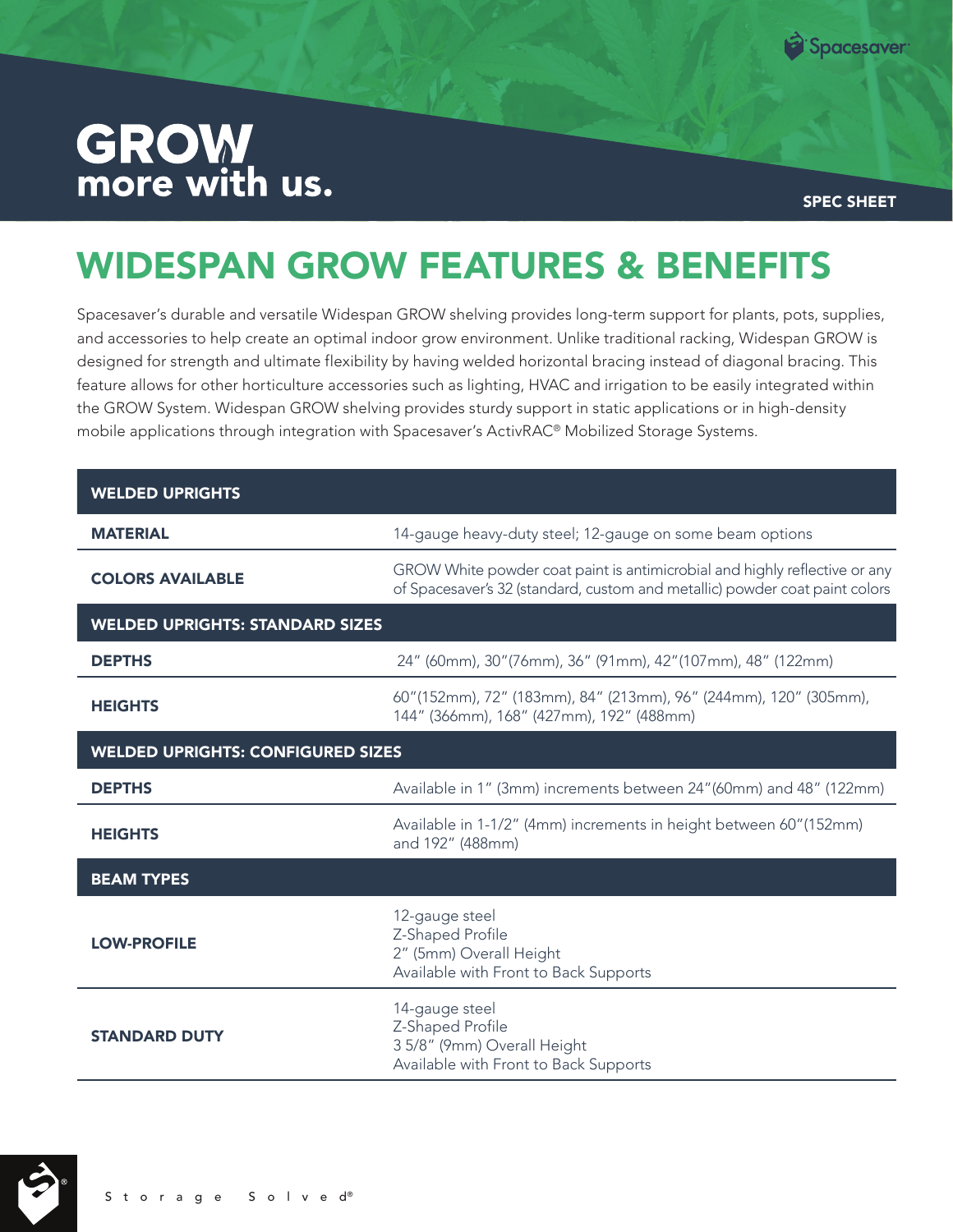# GROW more with us.

SPEC SHEET

## WIDESPAN GROW FEATURES & BENEFITS

Spacesaver's durable and versatile Widespan GROW shelving provides long-term support for plants, pots, supplies, and accessories to help create an optimal indoor grow environment. Unlike traditional racking, Widespan GROW is designed for strength and ultimate flexibility by having welded horizontal bracing instead of diagonal bracing. This feature allows for other horticulture accessories such as lighting, HVAC and irrigation to be easily integrated within the GROW System. Widespan GROW shelving provides sturdy support in static applications or in high-density mobile applications through integration with Spacesaver's ActivRAC® Mobilized Storage Systems.

| **WELDED UPRIGHTS** | |
|---|---|
| **MATERIAL** | 14-gauge heavy-duty steel; 12-gauge on some beam options |
| **COLORS AVAILABLE** | GROW White powder coat paint is antimicrobial and highly reflective or any of Spacesaver's 32 (standard, custom and metallic) powder coat paint colors |
| **WELDED UPRIGHTS: STANDARD SIZES** | |
| **DEPTHS** | 24" (60mm), 30"(76mm), 36" (91mm), 42"(107mm), 48" (122mm) |
| **HEIGHTS** | 60"(152mm), 72" (183mm), 84" (213mm), 96" (244mm), 120" (305mm), 144" (366mm), 168" (427mm), 192" (488mm) |
| **WELDED UPRIGHTS: CONFIGURED SIZES** | |
| **DEPTHS** | Available in 1" (3mm) increments between 24"(60mm) and 48" (122mm) |
| **HEIGHTS** | Available in 1-1/2" (4mm) increments in height between 60"(152mm) and 192" (488mm) |
| **BEAM TYPES** | |
| **LOW-PROFILE** | 12-gauge steel<br>Z-Shaped Profile<br>2" (5mm) Overall Height<br>Available with Front to Back Supports |
| **STANDARD DUTY** | 14-gauge steel<br>Z-Shaped Profile<br>3 5/8" (9mm) Overall Height<br>Available with Front to Back Supports |

Storage Solved®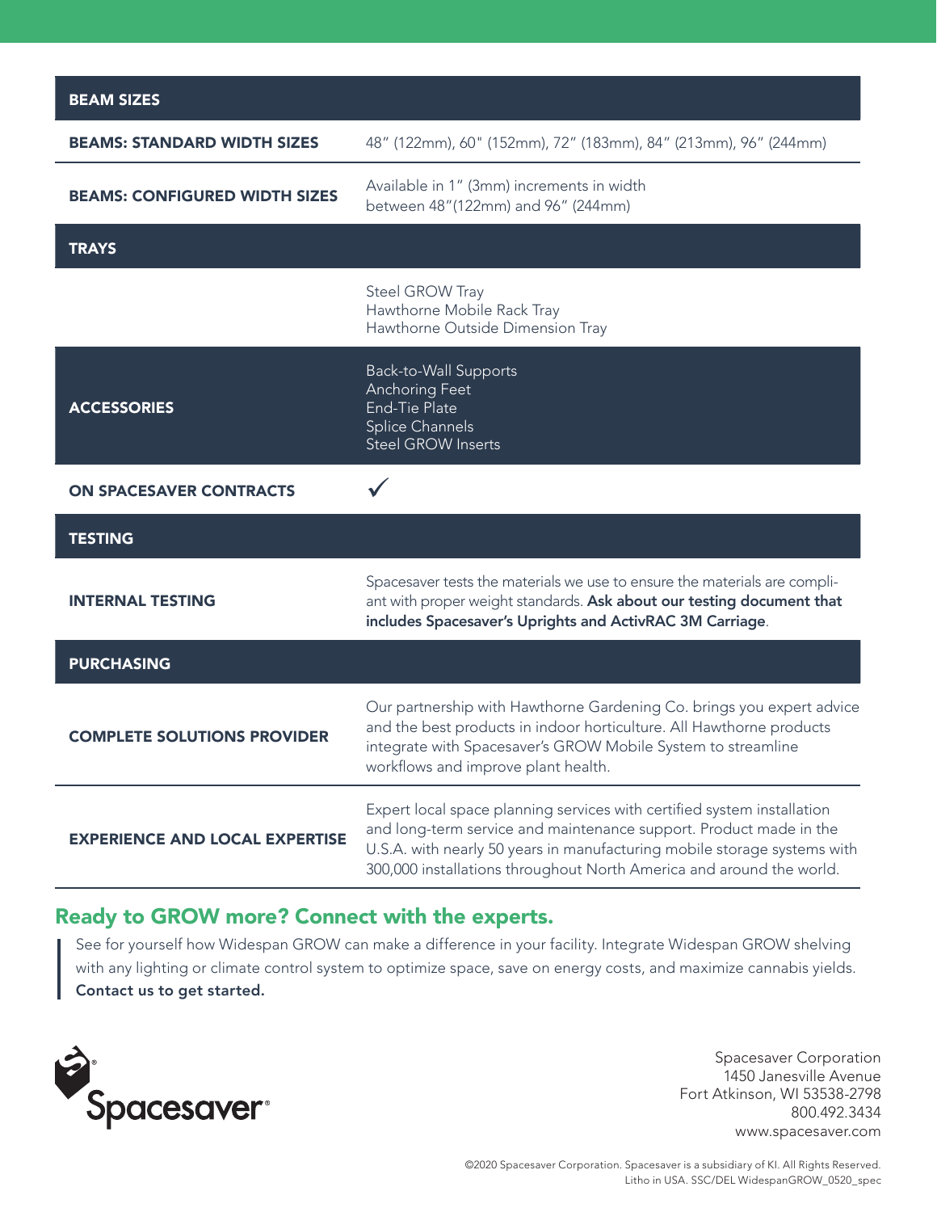| | |
|---|---|
| **BEAM SIZES** | |
| **BEAMS: STANDARD WIDTH SIZES** | 48" (122mm), 60" (152mm), 72" (183mm), 84" (213mm), 96" (244mm) |
| **BEAMS: CONFIGURED WIDTH SIZES** | Available in 1" (3mm) increments in width between 48"(122mm) and 96" (244mm) |
| **TRAYS** | |
| | Steel GROW Tray<br>Hawthorne Mobile Rack Tray<br>Hawthorne Outside Dimension Tray |
| **ACCESSORIES** | Back-to-Wall Supports<br>Anchoring Feet<br>End-Tie Plate<br>Splice Channels<br>Steel GROW Inserts |
| **ON SPACESAVER CONTRACTS** | ✓ |
| **TESTING** | |
| **INTERNAL TESTING** | Spacesaver tests the materials we use to ensure the materials are compliant with proper weight standards. **Ask about our testing document that includes Spacesaver's Uprights and ActivRAC 3M Carriage**. |
| **PURCHASING** | |
| **COMPLETE SOLUTIONS PROVIDER** | Our partnership with Hawthorne Gardening Co. brings you expert advice and the best products in indoor horticulture. All Hawthorne products integrate with Spacesaver's GROW Mobile System to streamline workflows and improve plant health. |
| **EXPERIENCE AND LOCAL EXPERTISE** | Expert local space planning services with certified system installation and long-term service and maintenance support. Product made in the U.S.A. with nearly 50 years in manufacturing mobile storage systems with 300,000 installations throughout North America and around the world. |

## Ready to GROW more? Connect with the experts.

See for yourself how Widespan GROW can make a difference in your facility. Integrate Widespan GROW shelving with any lighting or climate control system to optimize space, save on energy costs, and maximize cannabis yields. **Contact us to get started.**

Spacesaver®

Spacesaver Corporation
1450 Janesville Avenue
Fort Atkinson, WI 53538-2798
800.492.3434
www.spacesaver.com

©2020 Spacesaver Corporation. Spacesaver is a subsidiary of KI. All Rights Reserved.
Litho in USA. SSC/DEL WidespanGROW_0520_spec